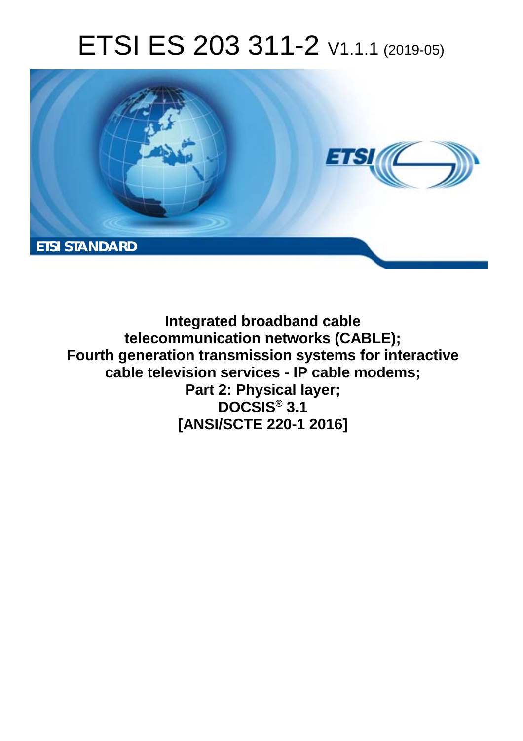# ETSI ES 203 311-2 V1.1.1 (2019-05)

**ETSI STANDARD**

**Integrated broadband cable telecommunication networks (CABLE); Fourth generation transmission systems for interactive cable television services - IP cable modems; Part 2: Physical layer; DOCSIS® 3.1 [ANSI/SCTE 220-1 2016]**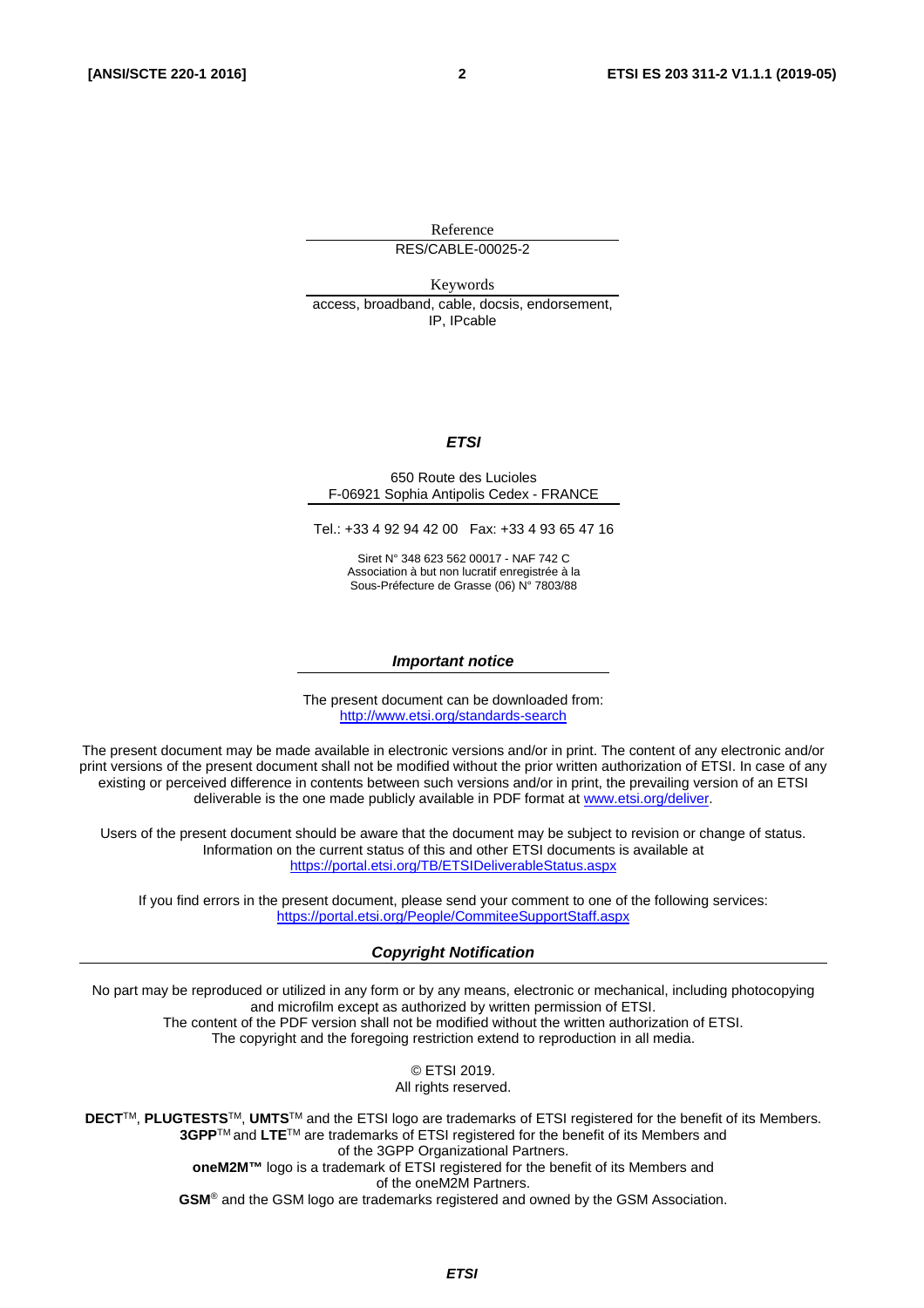Reference

RES/CABLE-00025-2

Keywords

access, broadband, cable, docsis, endorsement, IP, IPcable

***ETSI***

650 Route des Lucioles
F-06921 Sophia Antipolis Cedex - FRANCE

Tel.: +33 4 92 94 42 00 Fax: +33 4 93 65 47 16

Siret N° 348 623 562 00017 - NAF 742 C
Association à but non lucratif enregistrée à la
Sous-Préfecture de Grasse (06) N° 7803/88

***Important notice***

The present document can be downloaded from:
http://www.etsi.org/standards-search

The present document may be made available in electronic versions and/or in print. The content of any electronic and/or print versions of the present document shall not be modified without the prior written authorization of ETSI. In case of any existing or perceived difference in contents between such versions and/or in print, the prevailing version of an ETSI deliverable is the one made publicly available in PDF format at www.etsi.org/deliver.

Users of the present document should be aware that the document may be subject to revision or change of status. Information on the current status of this and other ETSI documents is available at https://portal.etsi.org/TB/ETSIDeliverableStatus.aspx

If you find errors in the present document, please send your comment to one of the following services:
https://portal.etsi.org/People/CommiteeSupportStaff.aspx

***Copyright Notification***

No part may be reproduced or utilized in any form or by any means, electronic or mechanical, including photocopying and microfilm except as authorized by written permission of ETSI.
The content of the PDF version shall not be modified without the written authorization of ETSI.
The copyright and the foregoing restriction extend to reproduction in all media.

© ETSI 2019.
All rights reserved.

**DECT**™, **PLUGTESTS**™, **UMTS**™ and the ETSI logo are trademarks of ETSI registered for the benefit of its Members.
**3GPP**™ and **LTE**™ are trademarks of ETSI registered for the benefit of its Members and of the 3GPP Organizational Partners.
**oneM2M™** logo is a trademark of ETSI registered for the benefit of its Members and of the oneM2M Partners.
**GSM**® and the GSM logo are trademarks registered and owned by the GSM Association.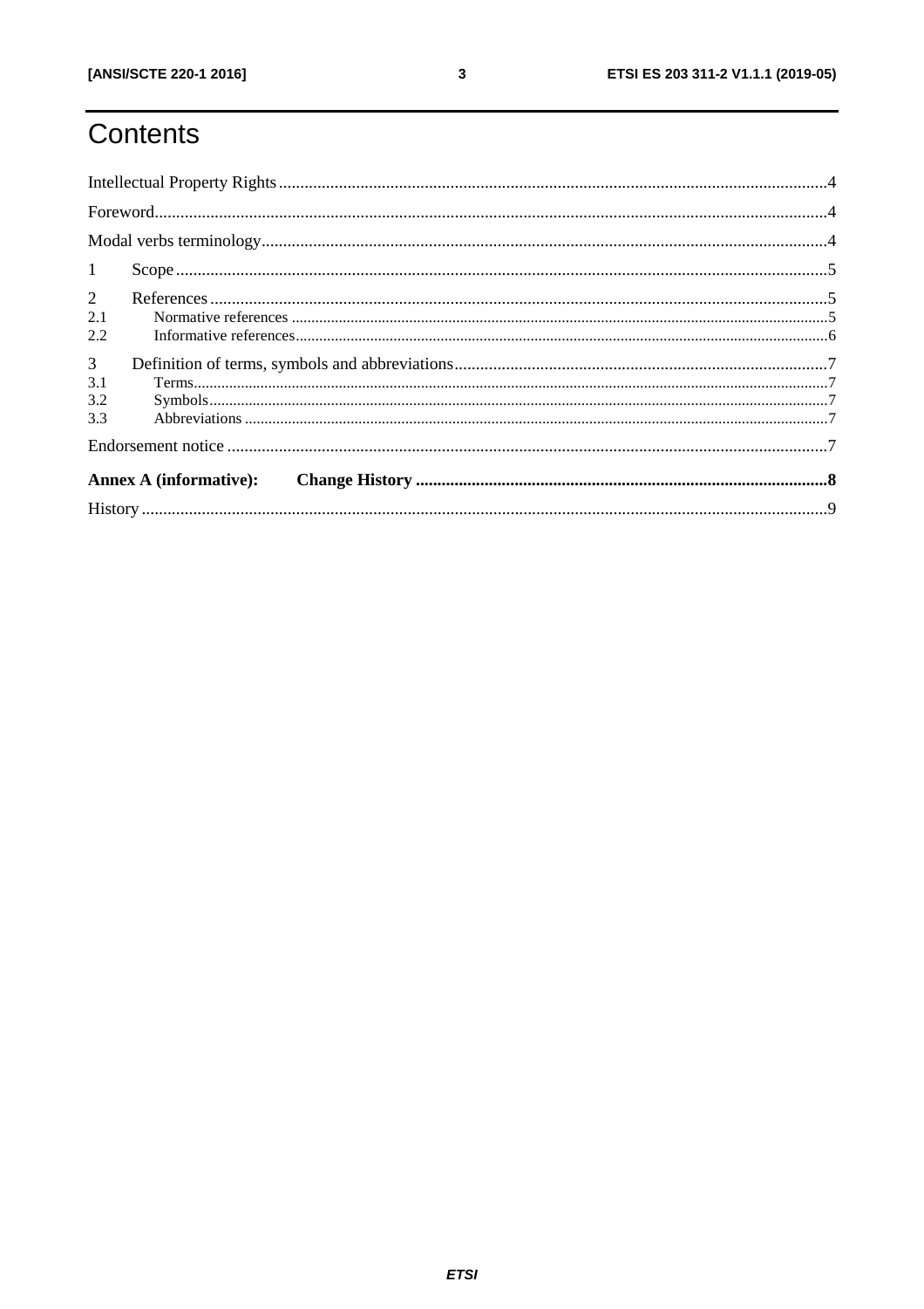# Contents

Intellectual Property Rights ........................................................................................................................... 4

Foreword ........................................................................................................................................................ 4

Modal verbs terminology ................................................................................................................................ 4

1 Scope ......................................................................................................................................................... 5

2 References ................................................................................................................................................. 5

2.1 Normative references ............................................................................................................................. 5

2.2 Informative references ........................................................................................................................... 6

3 Definition of terms, symbols and abbreviations ........................................................................................ 7

3.1 Terms ..................................................................................................................................................... 7

3.2 Symbols .................................................................................................................................................. 7

3.3 Abbreviations ......................................................................................................................................... 7

Endorsement notice ........................................................................................................................................ 7

**Annex A (informative): Change History** ................................................................................................ **8**

History ........................................................................................................................................................... 9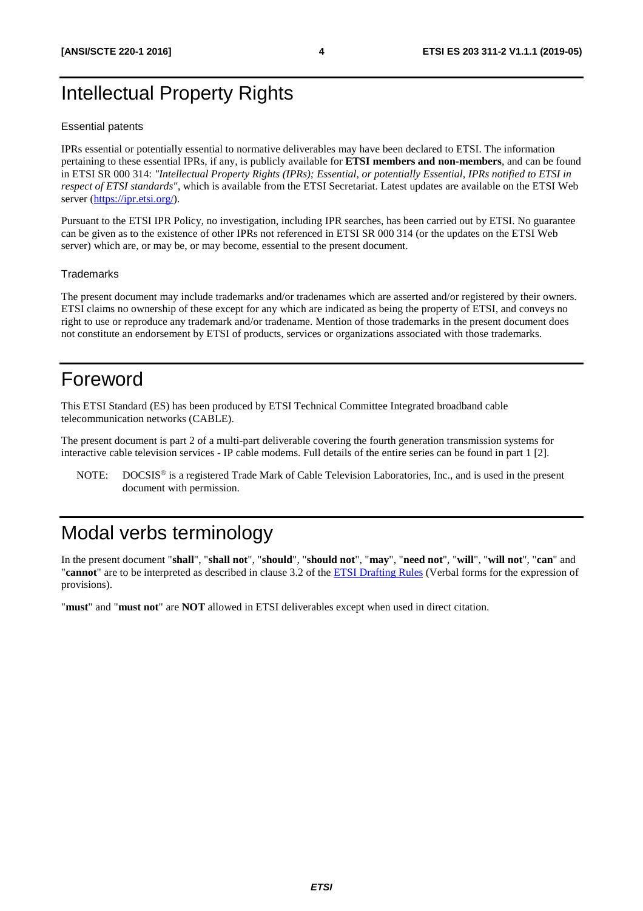# Intellectual Property Rights

## Essential patents

IPRs essential or potentially essential to normative deliverables may have been declared to ETSI. The information pertaining to these essential IPRs, if any, is publicly available for **ETSI members and non-members**, and can be found in ETSI SR 000 314: *"Intellectual Property Rights (IPRs); Essential, or potentially Essential, IPRs notified to ETSI in respect of ETSI standards"*, which is available from the ETSI Secretariat. Latest updates are available on the ETSI Web server (https://ipr.etsi.org/).

Pursuant to the ETSI IPR Policy, no investigation, including IPR searches, has been carried out by ETSI. No guarantee can be given as to the existence of other IPRs not referenced in ETSI SR 000 314 (or the updates on the ETSI Web server) which are, or may be, or may become, essential to the present document.

## Trademarks

The present document may include trademarks and/or tradenames which are asserted and/or registered by their owners. ETSI claims no ownership of these except for any which are indicated as being the property of ETSI, and conveys no right to use or reproduce any trademark and/or tradename. Mention of those trademarks in the present document does not constitute an endorsement by ETSI of products, services or organizations associated with those trademarks.

# Foreword

This ETSI Standard (ES) has been produced by ETSI Technical Committee Integrated broadband cable telecommunication networks (CABLE).

The present document is part 2 of a multi-part deliverable covering the fourth generation transmission systems for interactive cable television services - IP cable modems. Full details of the entire series can be found in part 1 [2].

NOTE: DOCSIS® is a registered Trade Mark of Cable Television Laboratories, Inc., and is used in the present document with permission.

# Modal verbs terminology

In the present document "**shall**", "**shall not**", "**should**", "**should not**", "**may**", "**need not**", "**will**", "**will not**", "**can**" and "**cannot**" are to be interpreted as described in clause 3.2 of the ETSI Drafting Rules (Verbal forms for the expression of provisions).

"**must**" and "**must not**" are **NOT** allowed in ETSI deliverables except when used in direct citation.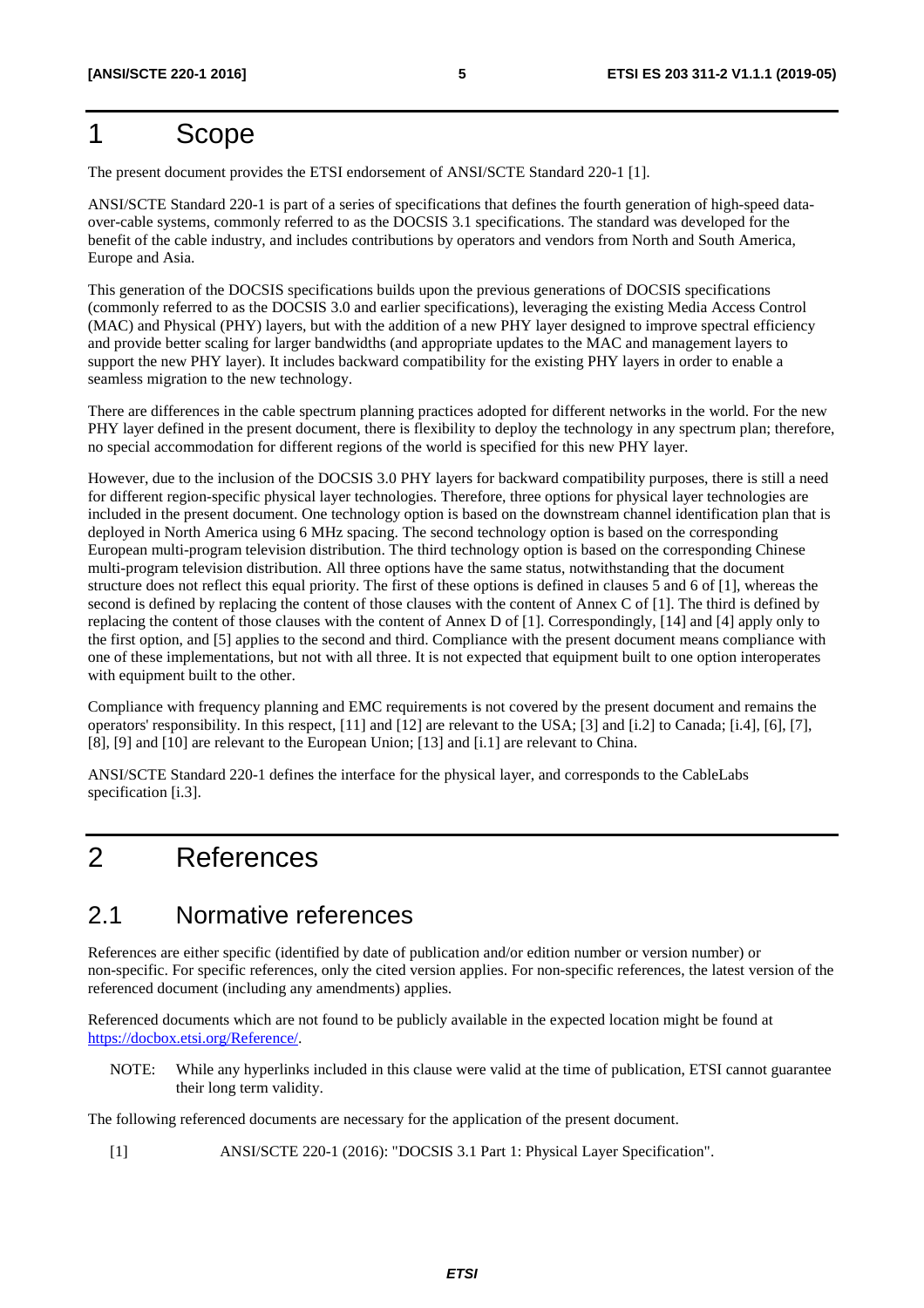# 1 Scope

The present document provides the ETSI endorsement of ANSI/SCTE Standard 220-1 [1].

ANSI/SCTE Standard 220-1 is part of a series of specifications that defines the fourth generation of high-speed data-over-cable systems, commonly referred to as the DOCSIS 3.1 specifications. The standard was developed for the benefit of the cable industry, and includes contributions by operators and vendors from North and South America, Europe and Asia.

This generation of the DOCSIS specifications builds upon the previous generations of DOCSIS specifications (commonly referred to as the DOCSIS 3.0 and earlier specifications), leveraging the existing Media Access Control (MAC) and Physical (PHY) layers, but with the addition of a new PHY layer designed to improve spectral efficiency and provide better scaling for larger bandwidths (and appropriate updates to the MAC and management layers to support the new PHY layer). It includes backward compatibility for the existing PHY layers in order to enable a seamless migration to the new technology.

There are differences in the cable spectrum planning practices adopted for different networks in the world. For the new PHY layer defined in the present document, there is flexibility to deploy the technology in any spectrum plan; therefore, no special accommodation for different regions of the world is specified for this new PHY layer.

However, due to the inclusion of the DOCSIS 3.0 PHY layers for backward compatibility purposes, there is still a need for different region-specific physical layer technologies. Therefore, three options for physical layer technologies are included in the present document. One technology option is based on the downstream channel identification plan that is deployed in North America using 6 MHz spacing. The second technology option is based on the corresponding European multi-program television distribution. The third technology option is based on the corresponding Chinese multi-program television distribution. All three options have the same status, notwithstanding that the document structure does not reflect this equal priority. The first of these options is defined in clauses 5 and 6 of [1], whereas the second is defined by replacing the content of those clauses with the content of Annex C of [1]. The third is defined by replacing the content of those clauses with the content of Annex D of [1]. Correspondingly, [14] and [4] apply only to the first option, and [5] applies to the second and third. Compliance with the present document means compliance with one of these implementations, but not with all three. It is not expected that equipment built to one option interoperates with equipment built to the other.

Compliance with frequency planning and EMC requirements is not covered by the present document and remains the operators' responsibility. In this respect, [11] and [12] are relevant to the USA; [3] and [i.2] to Canada; [i.4], [6], [7], [8], [9] and [10] are relevant to the European Union; [13] and [i.1] are relevant to China.

ANSI/SCTE Standard 220-1 defines the interface for the physical layer, and corresponds to the CableLabs specification [i.3].

# 2 References

## 2.1 Normative references

References are either specific (identified by date of publication and/or edition number or version number) or non-specific. For specific references, only the cited version applies. For non-specific references, the latest version of the referenced document (including any amendments) applies.

Referenced documents which are not found to be publicly available in the expected location might be found at https://docbox.etsi.org/Reference/.

NOTE: While any hyperlinks included in this clause were valid at the time of publication, ETSI cannot guarantee their long term validity.

The following referenced documents are necessary for the application of the present document.

[1] ANSI/SCTE 220-1 (2016): "DOCSIS 3.1 Part 1: Physical Layer Specification".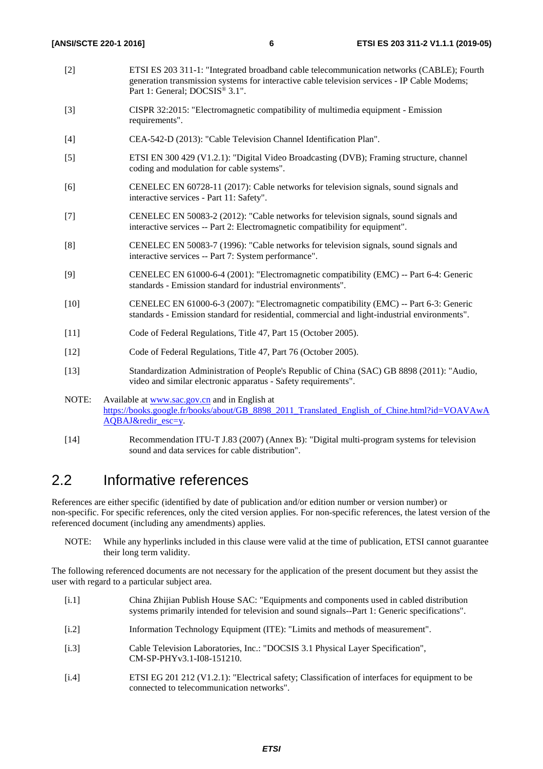[2] ETSI ES 203 311-1: "Integrated broadband cable telecommunication networks (CABLE); Fourth generation transmission systems for interactive cable television services - IP Cable Modems; Part 1: General; DOCSIS® 3.1".

[3] CISPR 32:2015: "Electromagnetic compatibility of multimedia equipment - Emission requirements".

[4] CEA-542-D (2013): "Cable Television Channel Identification Plan".

[5] ETSI EN 300 429 (V1.2.1): "Digital Video Broadcasting (DVB); Framing structure, channel coding and modulation for cable systems".

[6] CENELEC EN 60728-11 (2017): Cable networks for television signals, sound signals and interactive services - Part 11: Safety".

[7] CENELEC EN 50083-2 (2012): "Cable networks for television signals, sound signals and interactive services -- Part 2: Electromagnetic compatibility for equipment".

[8] CENELEC EN 50083-7 (1996): "Cable networks for television signals, sound signals and interactive services -- Part 7: System performance".

[9] CENELEC EN 61000-6-4 (2001): "Electromagnetic compatibility (EMC) -- Part 6-4: Generic standards - Emission standard for industrial environments".

[10] CENELEC EN 61000-6-3 (2007): "Electromagnetic compatibility (EMC) -- Part 6-3: Generic standards - Emission standard for residential, commercial and light-industrial environments".

[11] Code of Federal Regulations, Title 47, Part 15 (October 2005).

[12] Code of Federal Regulations, Title 47, Part 76 (October 2005).

[13] Standardization Administration of People's Republic of China (SAC) GB 8898 (2011): "Audio, video and similar electronic apparatus - Safety requirements".

NOTE: Available at www.sac.gov.cn and in English at https://books.google.fr/books/about/GB_8898_2011_Translated_English_of_Chine.html?id=VOAVAwAAQBAJ&redir_esc=y.

[14] Recommendation ITU-T J.83 (2007) (Annex B): "Digital multi-program systems for television sound and data services for cable distribution".

## 2.2 Informative references

References are either specific (identified by date of publication and/or edition number or version number) or non-specific. For specific references, only the cited version applies. For non-specific references, the latest version of the referenced document (including any amendments) applies.

NOTE: While any hyperlinks included in this clause were valid at the time of publication, ETSI cannot guarantee their long term validity.

The following referenced documents are not necessary for the application of the present document but they assist the user with regard to a particular subject area.

[i.1] China Zhijian Publish House SAC: "Equipments and components used in cabled distribution systems primarily intended for television and sound signals--Part 1: Generic specifications".

[i.2] Information Technology Equipment (ITE): "Limits and methods of measurement".

[i.3] Cable Television Laboratories, Inc.: "DOCSIS 3.1 Physical Layer Specification", CM-SP-PHYv3.1-I08-151210.

[i.4] ETSI EG 201 212 (V1.2.1): "Electrical safety; Classification of interfaces for equipment to be connected to telecommunication networks".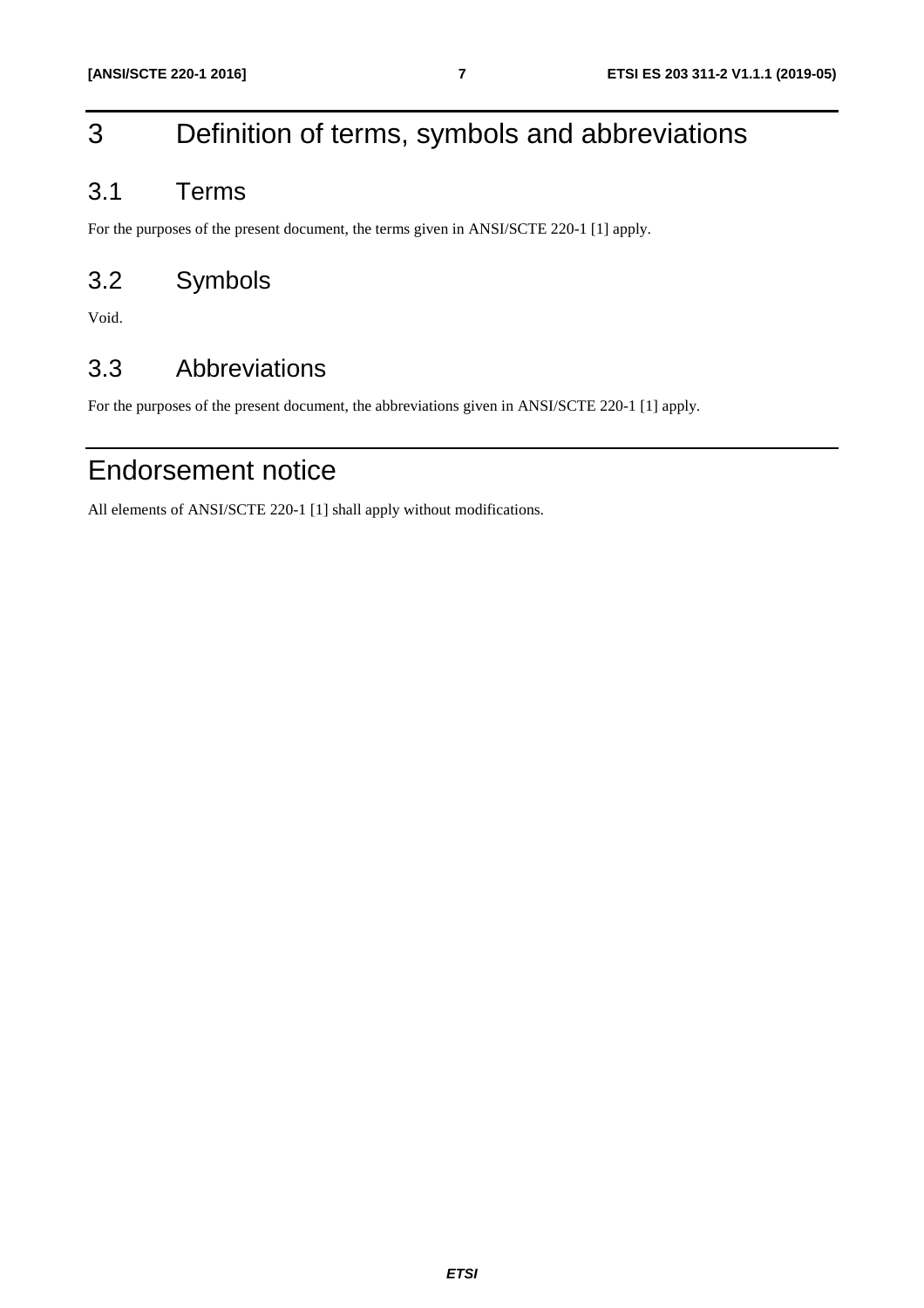# 3 Definition of terms, symbols and abbreviations

## 3.1 Terms

For the purposes of the present document, the terms given in ANSI/SCTE 220-1 [1] apply.

## 3.2 Symbols

Void.

## 3.3 Abbreviations

For the purposes of the present document, the abbreviations given in ANSI/SCTE 220-1 [1] apply.

# Endorsement notice

All elements of ANSI/SCTE 220-1 [1] shall apply without modifications.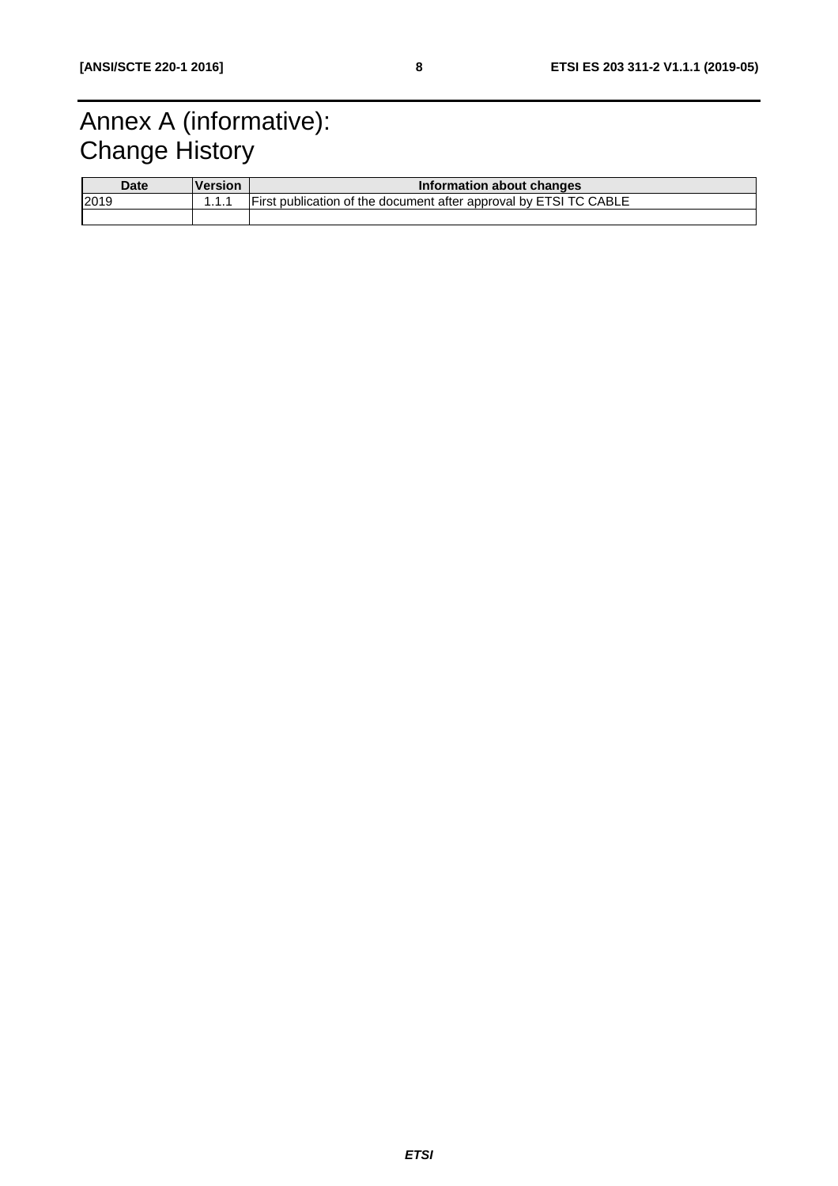# Annex A (informative): Change History

| Date | Version | Information about changes |
| --- | --- | --- |
| 2019 | 1.1.1 | First publication of the document after approval by ETSI TC CABLE |
| | | |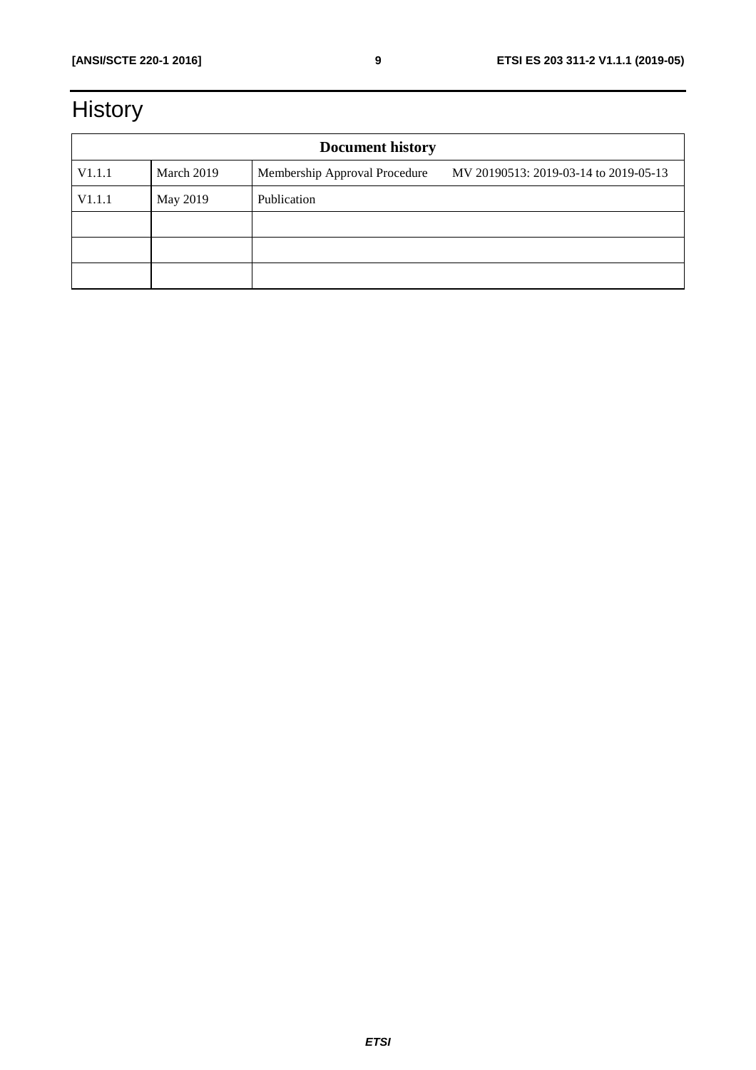# History

| Document history | | | |
|---|---|---|---|
| V1.1.1 | March 2019 | Membership Approval Procedure | MV 20190513: 2019-03-14 to 2019-05-13 |
| V1.1.1 | May 2019 | Publication | |
| | | | |
| | | | |
| | | | |